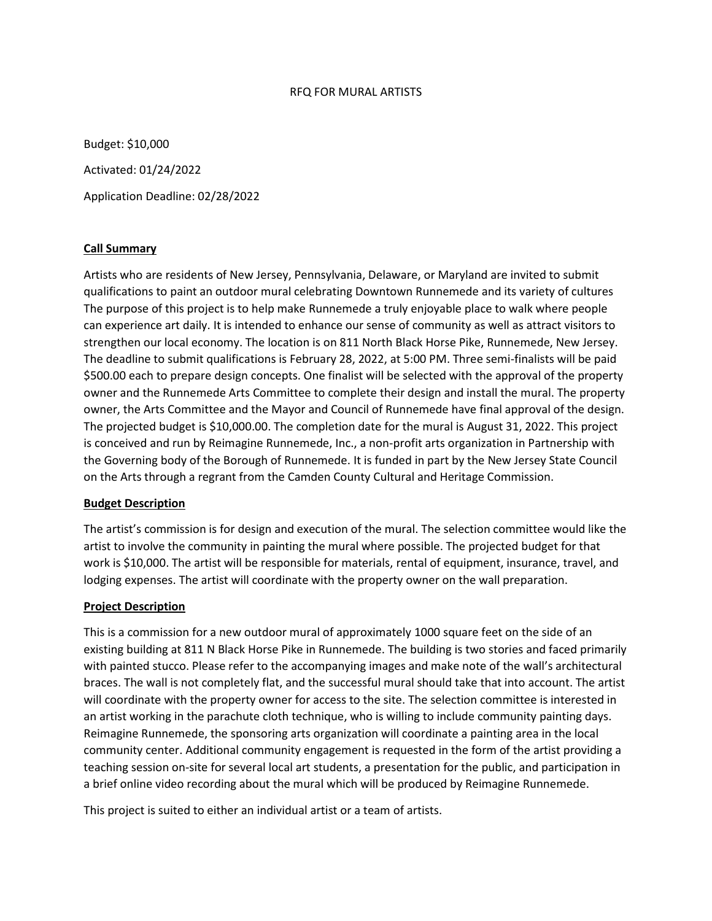# RFQ FOR MURAL ARTISTS

Budget: $10,000

Activated: 01/24/2022

Application Deadline: 02/28/2022

## Call Summary

Artists who are residents of New Jersey, Pennsylvania, Delaware, or Maryland are invited to submit qualifications to paint an outdoor mural celebrating Downtown Runnemede and its variety of cultures The purpose of this project is to help make Runnemede a truly enjoyable place to walk where people can experience art daily. It is intended to enhance our sense of community as well as attract visitors to strengthen our local economy. The location is on 811 North Black Horse Pike, Runnemede, New Jersey. The deadline to submit qualifications is February 28, 2022, at 5:00 PM. Three semi-finalists will be paid $500.00 each to prepare design concepts. One finalist will be selected with the approval of the property owner and the Runnemede Arts Committee to complete their design and install the mural. The property owner, the Arts Committee and the Mayor and Council of Runnemede have final approval of the design. The projected budget is $10,000.00. The completion date for the mural is August 31, 2022. This project is conceived and run by Reimagine Runnemede, Inc., a non-profit arts organization in Partnership with the Governing body of the Borough of Runnemede. It is funded in part by the New Jersey State Council on the Arts through a regrant from the Camden County Cultural and Heritage Commission.

## Budget Description

The artist's commission is for design and execution of the mural. The selection committee would like the artist to involve the community in painting the mural where possible. The projected budget for that work is $10,000. The artist will be responsible for materials, rental of equipment, insurance, travel, and lodging expenses. The artist will coordinate with the property owner on the wall preparation.

## Project Description

This is a commission for a new outdoor mural of approximately 1000 square feet on the side of an existing building at 811 N Black Horse Pike in Runnemede. The building is two stories and faced primarily with painted stucco. Please refer to the accompanying images and make note of the wall's architectural braces. The wall is not completely flat, and the successful mural should take that into account. The artist will coordinate with the property owner for access to the site. The selection committee is interested in an artist working in the parachute cloth technique, who is willing to include community painting days. Reimagine Runnemede, the sponsoring arts organization will coordinate a painting area in the local community center. Additional community engagement is requested in the form of the artist providing a teaching session on-site for several local art students, a presentation for the public, and participation in a brief online video recording about the mural which will be produced by Reimagine Runnemede.

This project is suited to either an individual artist or a team of artists.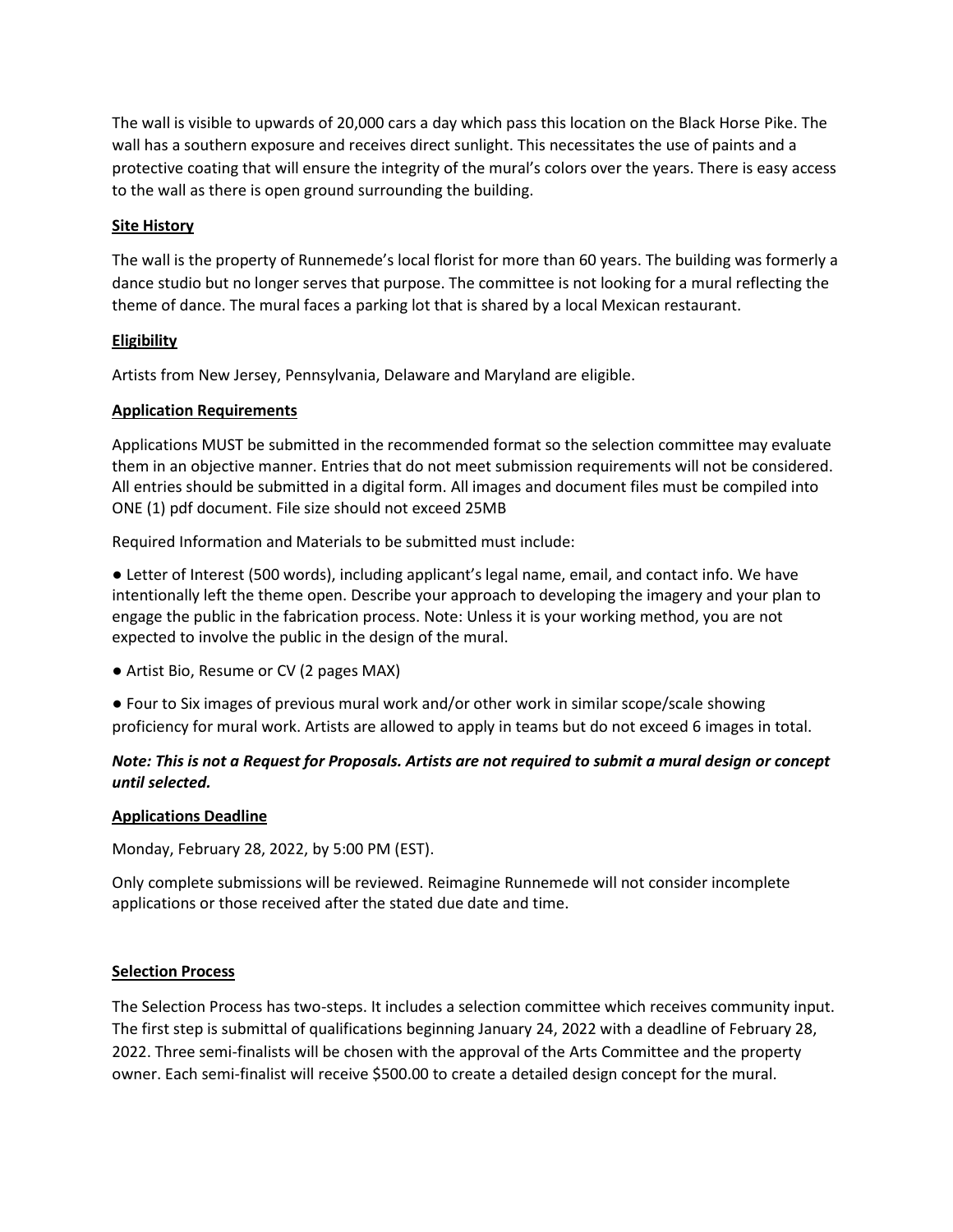The wall is visible to upwards of 20,000 cars a day which pass this location on the Black Horse Pike. The wall has a southern exposure and receives direct sunlight. This necessitates the use of paints and a protective coating that will ensure the integrity of the mural's colors over the years. There is easy access to the wall as there is open ground surrounding the building.

## Site History

The wall is the property of Runnemede's local florist for more than 60 years. The building was formerly a dance studio but no longer serves that purpose. The committee is not looking for a mural reflecting the theme of dance. The mural faces a parking lot that is shared by a local Mexican restaurant.

## Eligibility

Artists from New Jersey, Pennsylvania, Delaware and Maryland are eligible.

## Application Requirements

Applications MUST be submitted in the recommended format so the selection committee may evaluate them in an objective manner. Entries that do not meet submission requirements will not be considered. All entries should be submitted in a digital form. All images and document files must be compiled into ONE (1) pdf document. File size should not exceed 25MB

Required Information and Materials to be submitted must include:

- Letter of Interest (500 words), including applicant's legal name, email, and contact info. We have intentionally left the theme open. Describe your approach to developing the imagery and your plan to engage the public in the fabrication process. Note: Unless it is your working method, you are not expected to involve the public in the design of the mural.
- Artist Bio, Resume or CV (2 pages MAX)
- Four to Six images of previous mural work and/or other work in similar scope/scale showing proficiency for mural work. Artists are allowed to apply in teams but do not exceed 6 images in total.

***Note: This is not a Request for Proposals. Artists are not required to submit a mural design or concept until selected.***

## Applications Deadline

Monday, February 28, 2022, by 5:00 PM (EST).

Only complete submissions will be reviewed. Reimagine Runnemede will not consider incomplete applications or those received after the stated due date and time.

## Selection Process

The Selection Process has two-steps. It includes a selection committee which receives community input. The first step is submittal of qualifications beginning January 24, 2022 with a deadline of February 28, 2022. Three semi-finalists will be chosen with the approval of the Arts Committee and the property owner. Each semi-finalist will receive $500.00 to create a detailed design concept for the mural.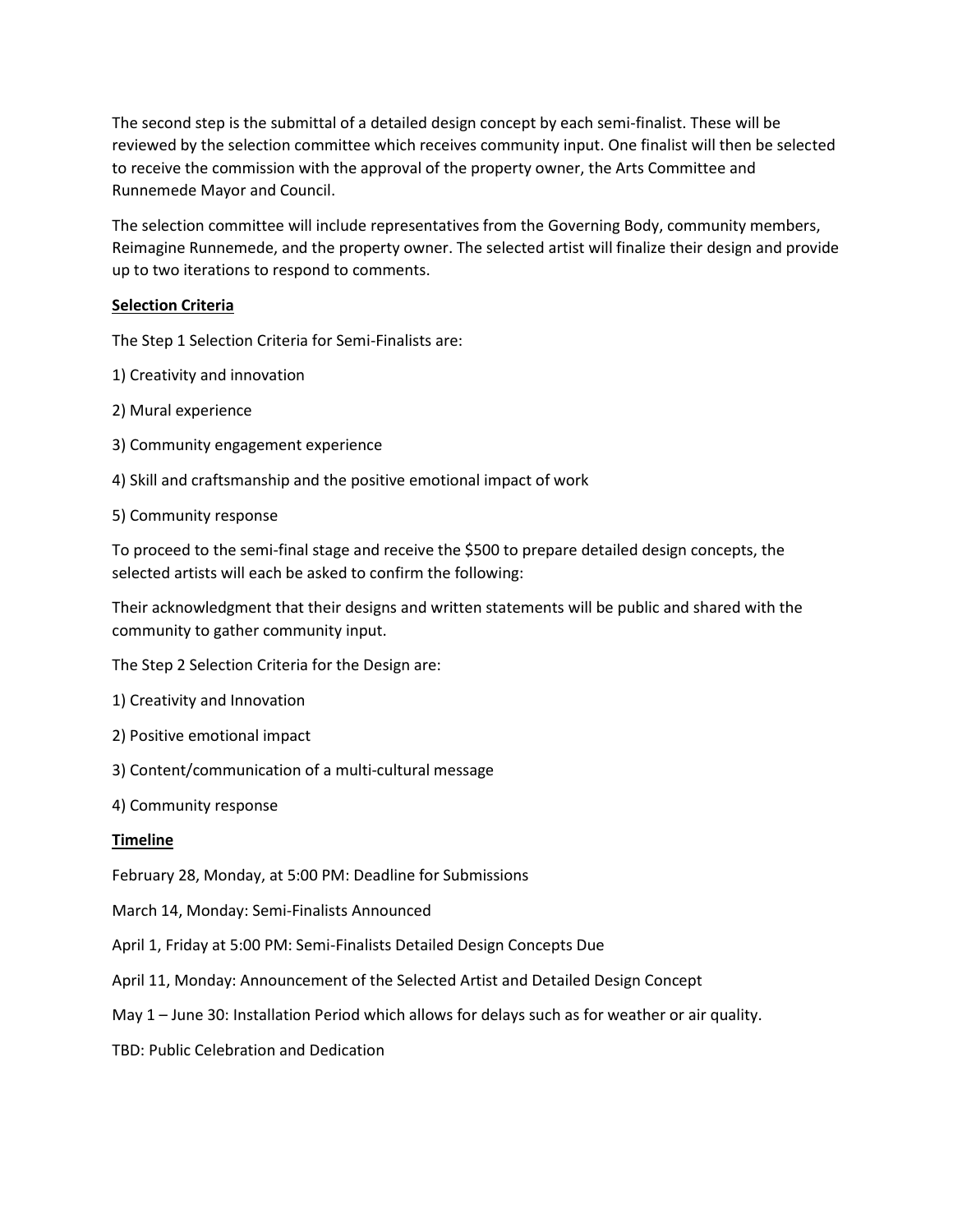The second step is the submittal of a detailed design concept by each semi-finalist. These will be reviewed by the selection committee which receives community input. One finalist will then be selected to receive the commission with the approval of the property owner, the Arts Committee and Runnemede Mayor and Council.

The selection committee will include representatives from the Governing Body, community members, Reimagine Runnemede, and the property owner. The selected artist will finalize their design and provide up to two iterations to respond to comments.

**Selection Criteria**

The Step 1 Selection Criteria for Semi-Finalists are:

1) Creativity and innovation

2) Mural experience

3) Community engagement experience

4) Skill and craftsmanship and the positive emotional impact of work

5) Community response

To proceed to the semi-final stage and receive the $500 to prepare detailed design concepts, the selected artists will each be asked to confirm the following:

Their acknowledgment that their designs and written statements will be public and shared with the community to gather community input.

The Step 2 Selection Criteria for the Design are:

1) Creativity and Innovation

2) Positive emotional impact

3) Content/communication of a multi-cultural message

4) Community response

**Timeline**

February 28, Monday, at 5:00 PM: Deadline for Submissions

March 14, Monday: Semi-Finalists Announced

April 1, Friday at 5:00 PM: Semi-Finalists Detailed Design Concepts Due

April 11, Monday: Announcement of the Selected Artist and Detailed Design Concept

May 1 – June 30: Installation Period which allows for delays such as for weather or air quality.

TBD: Public Celebration and Dedication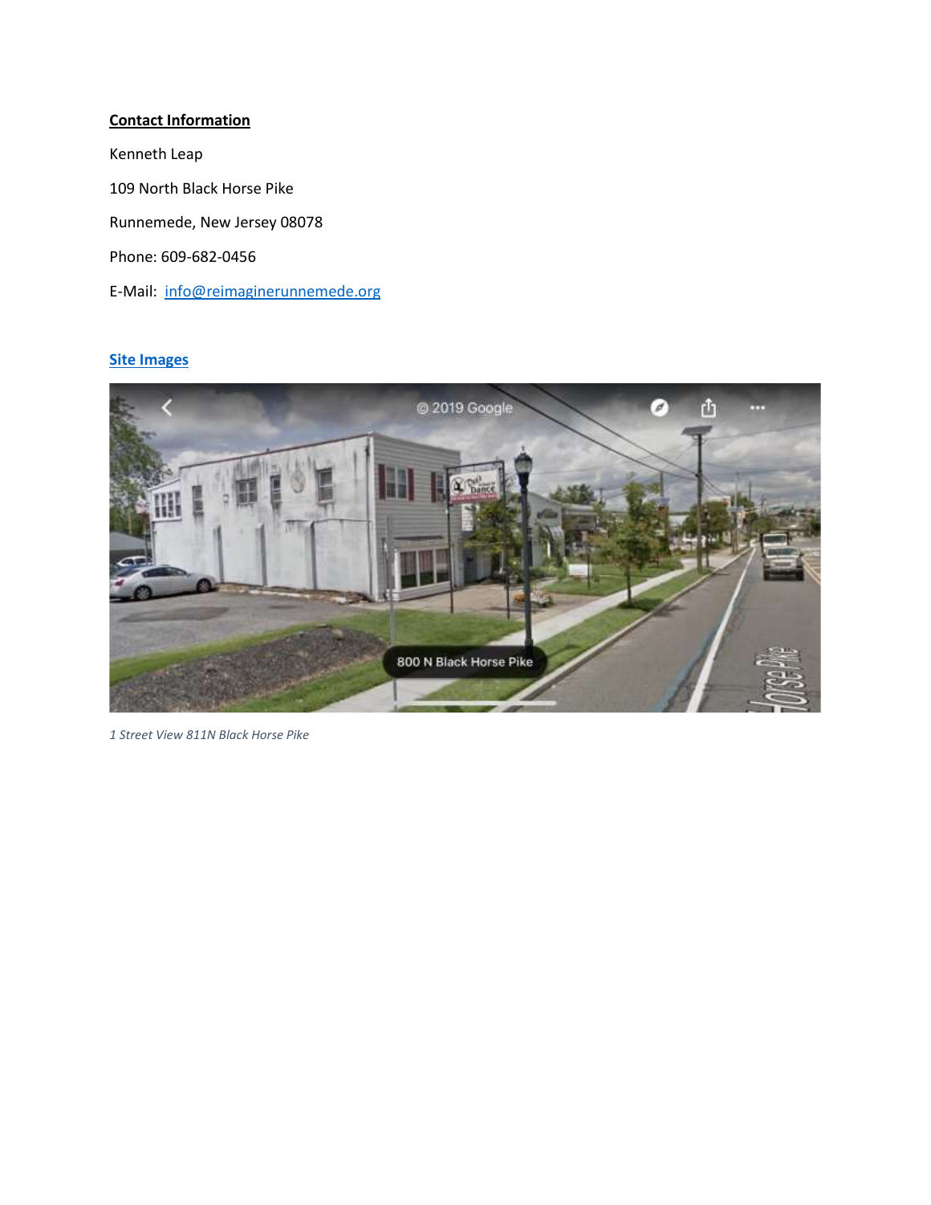**Contact Information**

Kenneth Leap

109 North Black Horse Pike

Runnemede, New Jersey 08078

Phone: 609-682-0456

E-Mail: info@reimaginerunnemede.org

**Site Images**

*1 Street View 811N Black Horse Pike*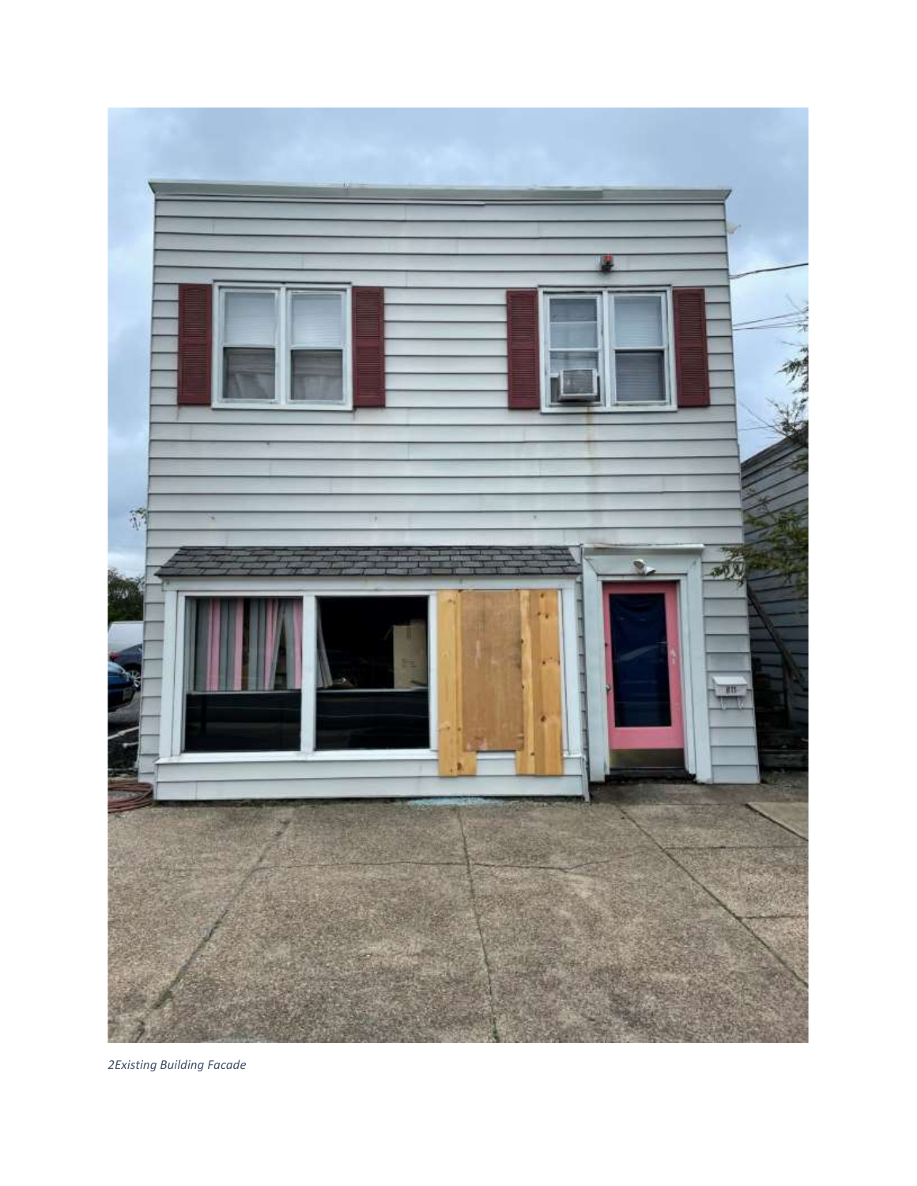*2Existing Building Facade*